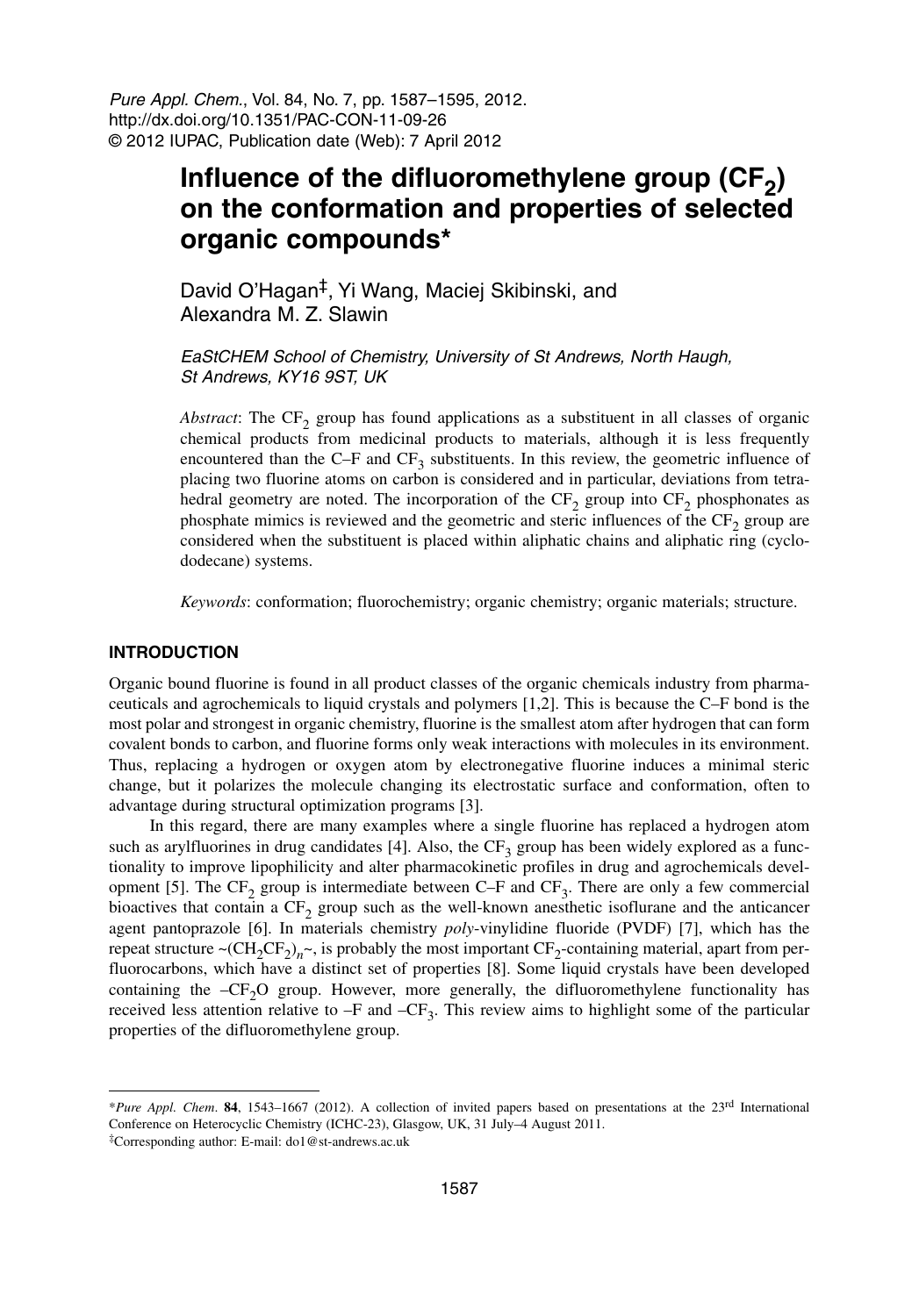# Influence of the difluoromethylene group ($CF_2$) on the conformation and properties of selected organic compounds*

David O'Hagan‡, Yi Wang, Maciej Skibinski, and Alexandra M. Z. Slawin

*EaStCHEM School of Chemistry, University of St Andrews, North Haugh, St Andrews, KY16 9ST, UK*

*Abstract*: The $CF_2$ group has found applications as a substituent in all classes of organic chemical products from medicinal products to materials, although it is less frequently encountered than the C–F and $CF_3$ substituents. In this review, the geometric influence of placing two fluorine atoms on carbon is considered and in particular, deviations from tetrahedral geometry are noted. The incorporation of the $CF_2$ group into $CF_2$ phosphonates as phosphate mimics is reviewed and the geometric and steric influences of the $CF_2$ group are considered when the substituent is placed within aliphatic chains and aliphatic ring (cyclododecane) systems.

*Keywords*: conformation; fluorochemistry; organic chemistry; organic materials; structure.

## INTRODUCTION

Organic bound fluorine is found in all product classes of the organic chemicals industry from pharmaceuticals and agrochemicals to liquid crystals and polymers [1,2]. This is because the C–F bond is the most polar and strongest in organic chemistry, fluorine is the smallest atom after hydrogen that can form covalent bonds to carbon, and fluorine forms only weak interactions with molecules in its environment. Thus, replacing a hydrogen or oxygen atom by electronegative fluorine induces a minimal steric change, but it polarizes the molecule changing its electrostatic surface and conformation, often to advantage during structural optimization programs [3].

In this regard, there are many examples where a single fluorine has replaced a hydrogen atom such as arylfluorines in drug candidates [4]. Also, the $CF_3$ group has been widely explored as a functionality to improve lipophilicity and alter pharmacokinetic profiles in drug and agrochemicals development [5]. The $CF_2$ group is intermediate between C–F and $CF_3$. There are only a few commercial bioactives that contain a $CF_2$ group such as the well-known anesthetic isoflurane and the anticancer agent pantoprazole [6]. In materials chemistry *poly*-vinylidine fluoride (PVDF) [7], which has the repeat structure ~$(CH_2CF_2)_n$~, is probably the most important $CF_2$-containing material, apart from perfluorocarbons, which have a distinct set of properties [8]. Some liquid crystals have been developed containing the $-CF_2O$ group. However, more generally, the difluoromethylene functionality has received less attention relative to –F and $-CF_3$. This review aims to highlight some of the particular properties of the difluoromethylene group.

---

**Pure Appl. Chem.* **84**, 1543–1667 (2012). A collection of invited papers based on presentations at the 23rd International Conference on Heterocyclic Chemistry (ICHC-23), Glasgow, UK, 31 July–4 August 2011.

‡Corresponding author: E-mail: do1@st-andrews.ac.uk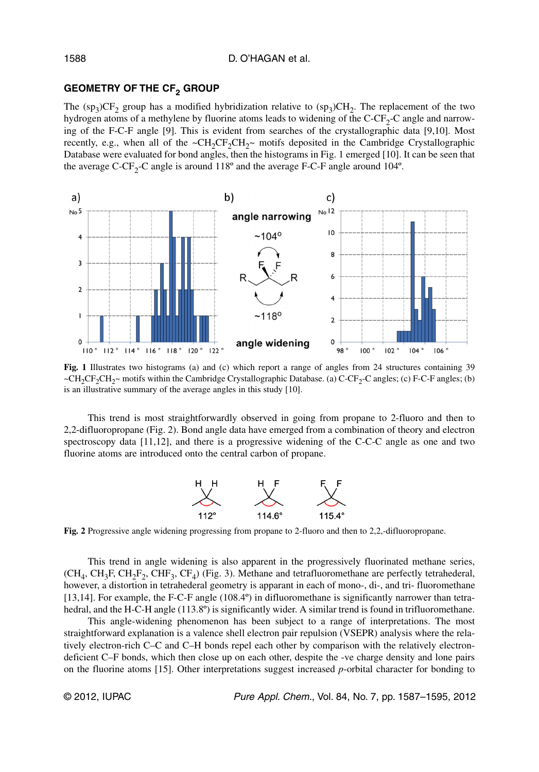## GEOMETRY OF THE $CF_2$ GROUP

The $(sp_3)CF_2$ group has a modified hybridization relative to $(sp_3)CH_2$. The replacement of the two hydrogen atoms of a methylene by fluorine atoms leads to widening of the C-$CF_2$-C angle and narrowing of the F-C-F angle [9]. This is evident from searches of the crystallographic data [9,10]. Most recently, e.g., when all of the ~$CH_2CF_2CH_2$~ motifs deposited in the Cambridge Crystallographic Database were evaluated for bond angles, then the histograms in Fig. 1 emerged [10]. It can be seen that the average C-$CF_2$-C angle is around 118º and the average F-C-F angle around 104º.

**Fig. 1** Illustrates two histograms (a) and (c) which report a range of angles from 24 structures containing 39 ~$CH_2CF_2CH_2$~ motifs within the Cambridge Crystallographic Database. (a) C-$CF_2$-C angles; (c) F-C-F angles; (b) is an illustrative summary of the average angles in this study [10].

This trend is most straightforwardly observed in going from propane to 2-fluoro and then to 2,2-difluoropropane (Fig. 2). Bond angle data have emerged from a combination of theory and electron spectroscopy data [11,12], and there is a progressive widening of the C-C-C angle as one and two fluorine atoms are introduced onto the central carbon of propane.

**Fig. 2** Progressive angle widening progressing from propane to 2-fluoro and then to 2,2,-difluoropropane.

This trend in angle widening is also apparent in the progressively fluorinated methane series, ($CH_4$, $CH_3F$, $CH_2F_2$, $CHF_3$, $CF_4$) (Fig. 3). Methane and tetrafluoromethane are perfectly tetrahederal, however, a distortion in tetrahederal geometry is apparant in each of mono-, di-, and tri- fluoromethane [13,14]. For example, the F-C-F angle (108.4º) in difluoromethane is significantly narrower than tetrahedral, and the H-C-H angle (113.8º) is significantly wider. A similar trend is found in trifluoromethane.

This angle-widening phenomenon has been subject to a range of interpretations. The most straightforward explanation is a valence shell electron pair repulsion (VSEPR) analysis where the relatively electron-rich C–C and C–H bonds repel each other by comparison with the relatively electron-deficient C–F bonds, which then close up on each other, despite the -ve charge density and lone pairs on the fluorine atoms [15]. Other interpretations suggest increased *p*-orbital character for bonding to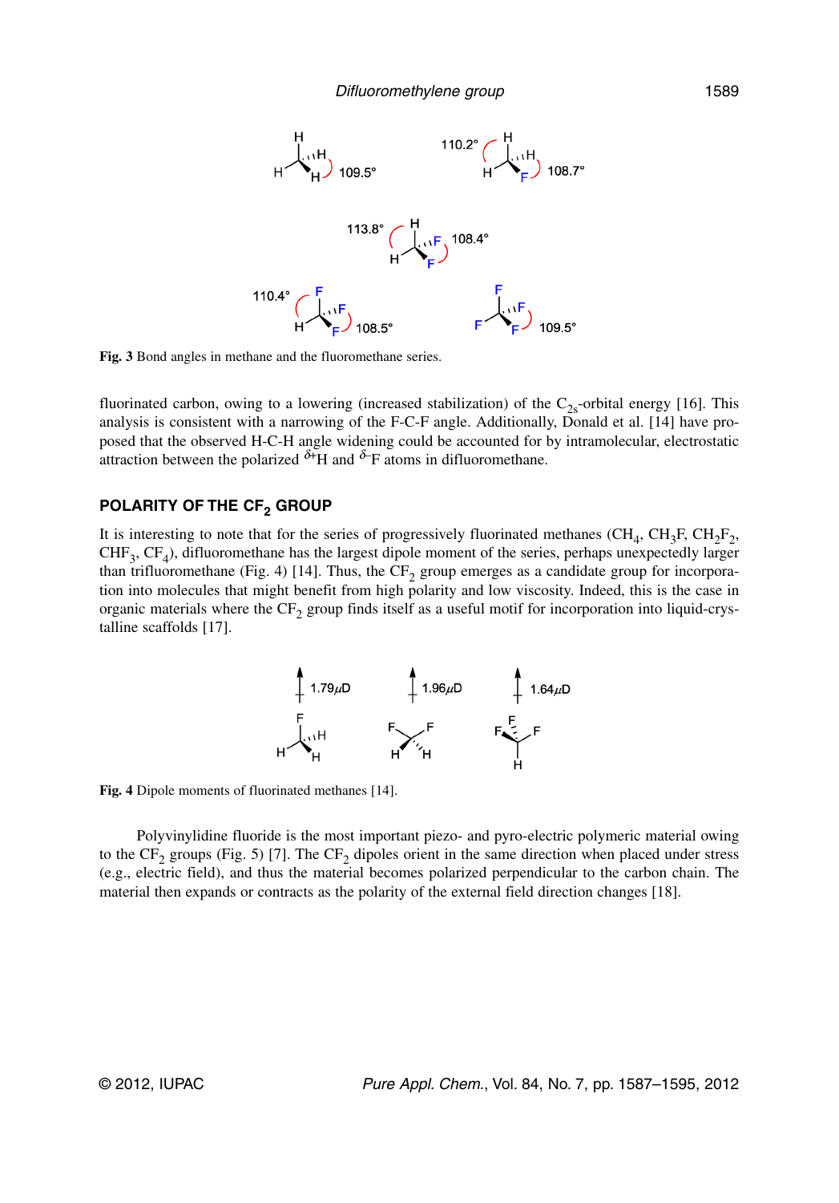Fig. 3 Bond angles in methane and the fluoromethane series.

fluorinated carbon, owing to a lowering (increased stabilization) of the $C_{2s}$-orbital energy [16]. This analysis is consistent with a narrowing of the F-C-F angle. Additionally, Donald et al. [14] have proposed that the observed H-C-H angle widening could be accounted for by intramolecular, electrostatic attraction between the polarized $^{\delta+}$H and $^{\delta-}$F atoms in difluoromethane.

## POLARITY OF THE $CF_2$ GROUP

It is interesting to note that for the series of progressively fluorinated methanes ($CH_4$, $CH_3F$, $CH_2F_2$, $CHF_3$, $CF_4$), difluoromethane has the largest dipole moment of the series, perhaps unexpectedly larger than trifluoromethane (Fig. 4) [14]. Thus, the $CF_2$ group emerges as a candidate group for incorporation into molecules that might benefit from high polarity and low viscosity. Indeed, this is the case in organic materials where the $CF_2$ group finds itself as a useful motif for incorporation into liquid-crystalline scaffolds [17].

Fig. 4 Dipole moments of fluorinated methanes [14].

Polyvinylidine fluoride is the most important piezo- and pyro-electric polymeric material owing to the $CF_2$ groups (Fig. 5) [7]. The $CF_2$ dipoles orient in the same direction when placed under stress (e.g., electric field), and thus the material becomes polarized perpendicular to the carbon chain. The material then expands or contracts as the polarity of the external field direction changes [18].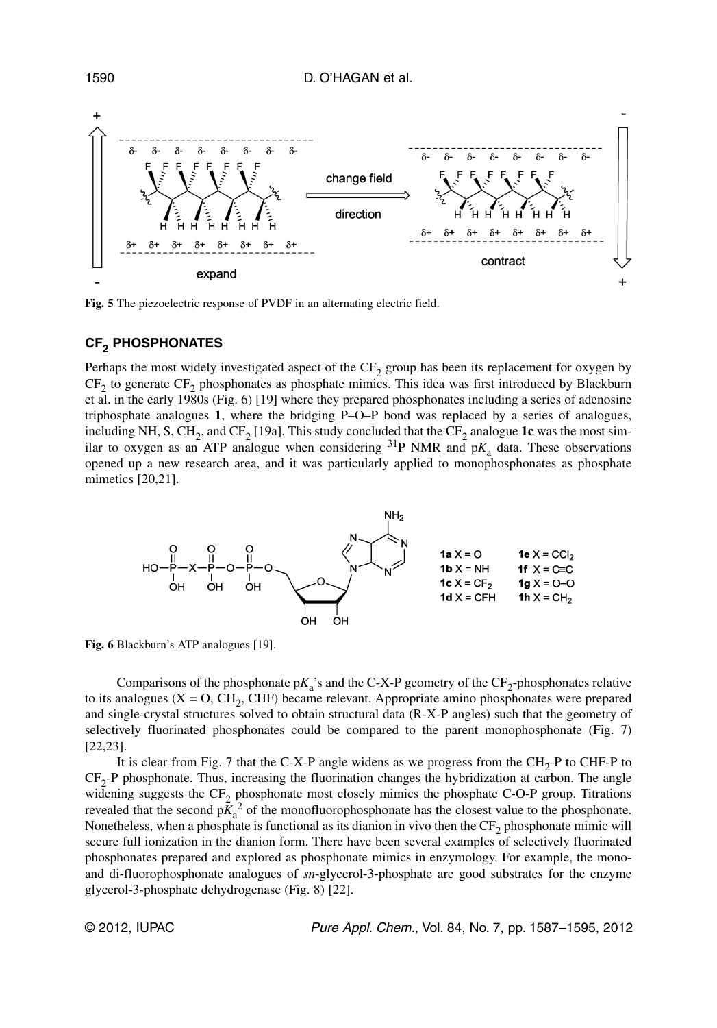Fig. 5 The piezoelectric response of PVDF in an alternating electric field.

## $CF_2$ PHOSPHONATES

Perhaps the most widely investigated aspect of the $CF_2$ group has been its replacement for oxygen by $CF_2$ to generate $CF_2$ phosphonates as phosphate mimics. This idea was first introduced by Blackburn et al. in the early 1980s (Fig. 6) [19] where they prepared phosphonates including a series of adenosine triphosphate analogues **1**, where the bridging P–O–P bond was replaced by a series of analogues, including NH, S, $CH_2$, and $CF_2$ [19a]. This study concluded that the $CF_2$ analogue **1c** was the most similar to oxygen as an ATP analogue when considering $^{31}$P NMR and p$K_a$ data. These observations opened up a new research area, and it was particularly applied to monophosphonates as phosphate mimetics [20,21].

Fig. 6 Blackburn's ATP analogues [19].

Comparisons of the phosphonate p$K_a$'s and the C-X-P geometry of the $CF_2$-phosphonates relative to its analogues (X = O, $CH_2$, CHF) became relevant. Appropriate amino phosphonates were prepared and single-crystal structures solved to obtain structural data (R-X-P angles) such that the geometry of selectively fluorinated phosphonates could be compared to the parent monophosphonate (Fig. 7) [22,23].

It is clear from Fig. 7 that the C-X-P angle widens as we progress from the $CH_2$-P to CHF-P to $CF_2$-P phosphonate. Thus, increasing the fluorination changes the hybridization at carbon. The angle widening suggests the $CF_2$ phosphonate most closely mimics the phosphate C-O-P group. Titrations revealed that the second p$K_a^2$ of the monofluorophosphonate has the closest value to the phosphonate. Nonetheless, when a phosphate is functional as its dianion in vivo then the $CF_2$ phosphonate mimic will secure full ionization in the dianion form. There have been several examples of selectively fluorinated phosphonates prepared and explored as phosphonate mimics in enzymology. For example, the mono- and di-fluorophosphonate analogues of *sn*-glycerol-3-phosphate are good substrates for the enzyme glycerol-3-phosphate dehydrogenase (Fig. 8) [22].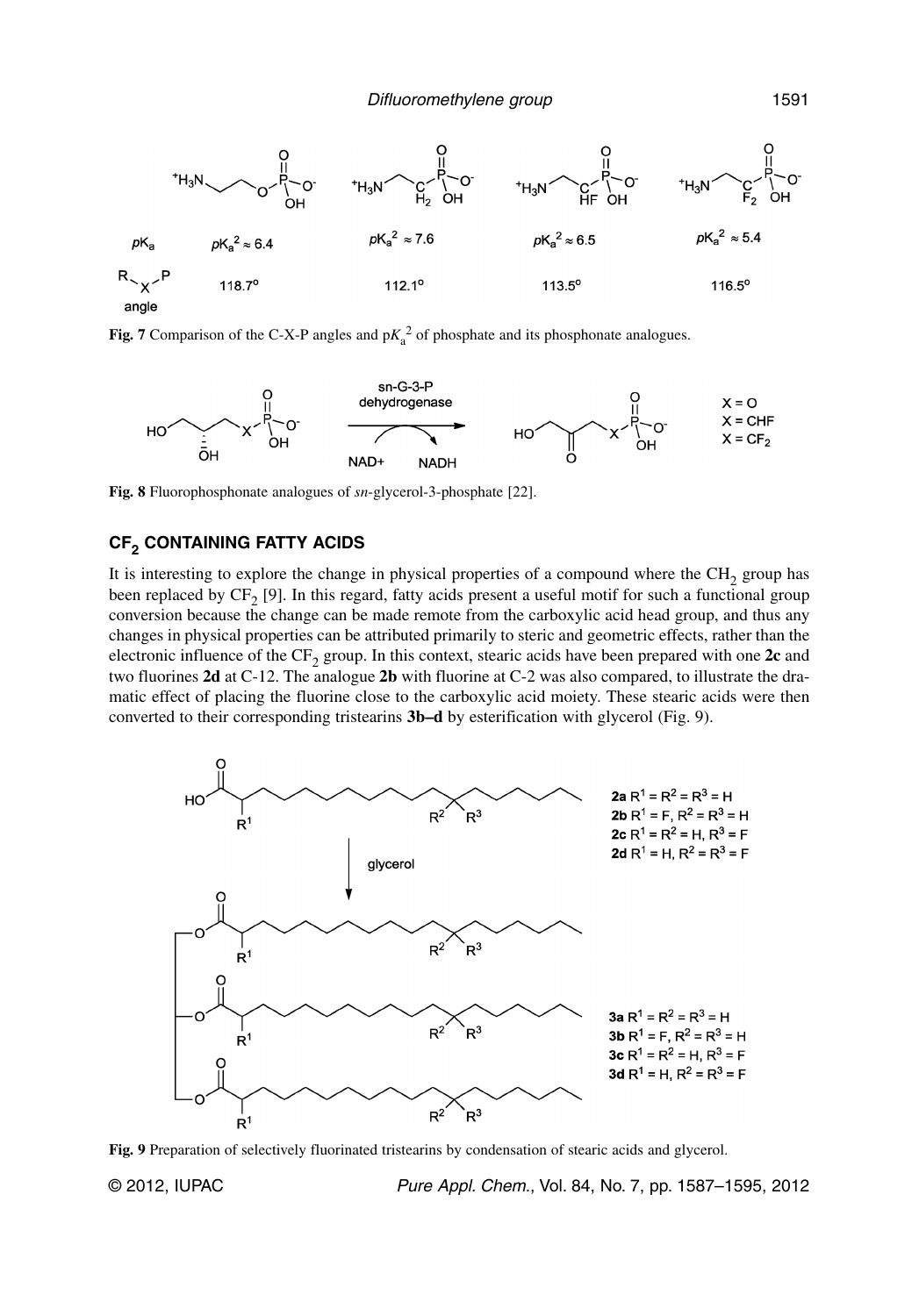Fig. 7 Comparison of the C-X-P angles and p$K_a^2$ of phosphate and its phosphonate analogues.

Fig. 8 Fluorophosphonate analogues of *sn*-glycerol-3-phosphate [22].

## $CF_2$ CONTAINING FATTY ACIDS

It is interesting to explore the change in physical properties of a compound where the $CH_2$ group has been replaced by $CF_2$ [9]. In this regard, fatty acids present a useful motif for such a functional group conversion because the change can be made remote from the carboxylic acid head group, and thus any changes in physical properties can be attributed primarily to steric and geometric effects, rather than the electronic influence of the $CF_2$ group. In this context, stearic acids have been prepared with one **2c** and two fluorines **2d** at C-12. The analogue **2b** with fluorine at C-2 was also compared, to illustrate the dramatic effect of placing the fluorine close to the carboxylic acid moiety. These stearic acids were then converted to their corresponding tristearins **3b–d** by esterification with glycerol (Fig. 9).

Fig. 9 Preparation of selectively fluorinated tristearins by condensation of stearic acids and glycerol.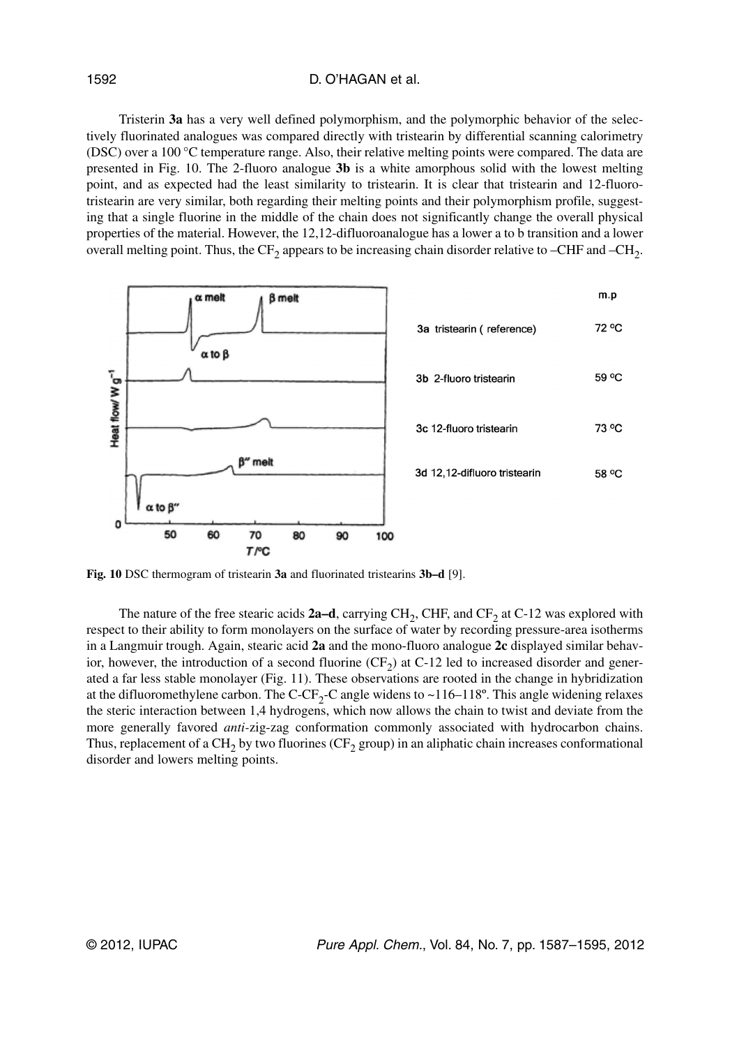Tristerin **3a** has a very well defined polymorphism, and the polymorphic behavior of the selectively fluorinated analogues was compared directly with tristearin by differential scanning calorimetry (DSC) over a 100 °C temperature range. Also, their relative melting points were compared. The data are presented in Fig. 10. The 2-fluoro analogue **3b** is a white amorphous solid with the lowest melting point, and as expected had the least similarity to tristearin. It is clear that tristearin and 12-fluorotristearin are very similar, both regarding their melting points and their polymorphism profile, suggesting that a single fluorine in the middle of the chain does not significantly change the overall physical properties of the material. However, the 12,12-difluoroanalogue has a lower a to b transition and a lower overall melting point. Thus, the $CF_2$ appears to be increasing chain disorder relative to –CHF and –$CH_2$.

**Fig. 10** DSC thermogram of tristearin **3a** and fluorinated tristearins **3b–d** [9].

The nature of the free stearic acids **2a–d**, carrying $CH_2$, CHF, and $CF_2$ at C-12 was explored with respect to their ability to form monolayers on the surface of water by recording pressure-area isotherms in a Langmuir trough. Again, stearic acid **2a** and the mono-fluoro analogue **2c** displayed similar behavior, however, the introduction of a second fluorine ($CF_2$) at C-12 led to increased disorder and generated a far less stable monolayer (Fig. 11). These observations are rooted in the change in hybridization at the difluoromethylene carbon. The C-$CF_2$-C angle widens to ~116–118º. This angle widening relaxes the steric interaction between 1,4 hydrogens, which now allows the chain to twist and deviate from the more generally favored *anti*-zig-zag conformation commonly associated with hydrocarbon chains. Thus, replacement of a $CH_2$ by two fluorines ($CF_2$ group) in an aliphatic chain increases conformational disorder and lowers melting points.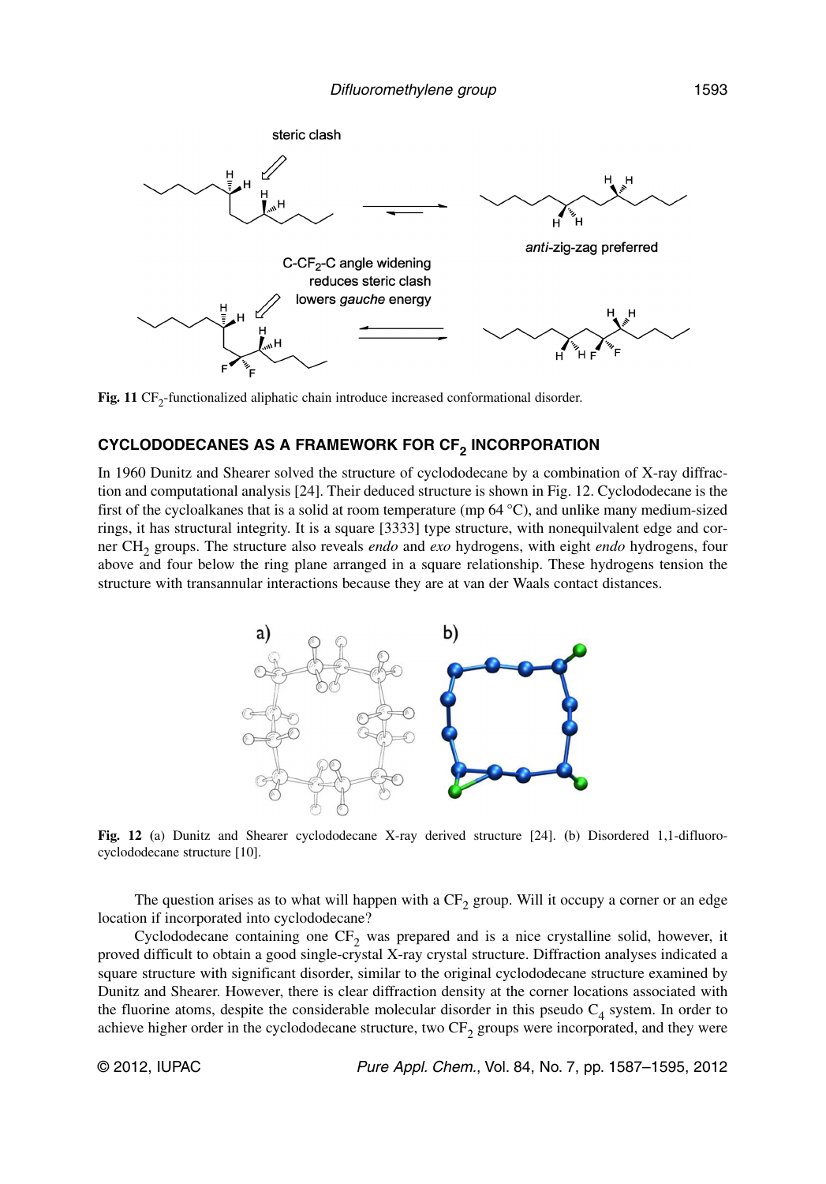Fig. 11 $CF_2$-functionalized aliphatic chain introduce increased conformational disorder.

## CYCLODODECANES AS A FRAMEWORK FOR $CF_2$ INCORPORATION

In 1960 Dunitz and Shearer solved the structure of cyclododecane by a combination of X-ray diffraction and computational analysis [24]. Their deduced structure is shown in Fig. 12. Cyclododecane is the first of the cycloalkanes that is a solid at room temperature (mp 64 °C), and unlike many medium-sized rings, it has structural integrity. It is a square [3333] type structure, with nonequilvalent edge and corner $CH_2$ groups. The structure also reveals *endo* and *exo* hydrogens, with eight *endo* hydrogens, four above and four below the ring plane arranged in a square relationship. These hydrogens tension the structure with transannular interactions because they are at van der Waals contact distances.

**Fig. 12** (a) Dunitz and Shearer cyclododecane X-ray derived structure [24]. (b) Disordered 1,1-difluorocyclododecane structure [10].

The question arises as to what will happen with a $CF_2$ group. Will it occupy a corner or an edge location if incorporated into cyclododecane?

Cyclododecane containing one $CF_2$ was prepared and is a nice crystalline solid, however, it proved difficult to obtain a good single-crystal X-ray crystal structure. Diffraction analyses indicated a square structure with significant disorder, similar to the original cyclododecane structure examined by Dunitz and Shearer. However, there is clear diffraction density at the corner locations associated with the fluorine atoms, despite the considerable molecular disorder in this pseudo $C_4$ system. In order to achieve higher order in the cyclododecane structure, two $CF_2$ groups were incorporated, and they were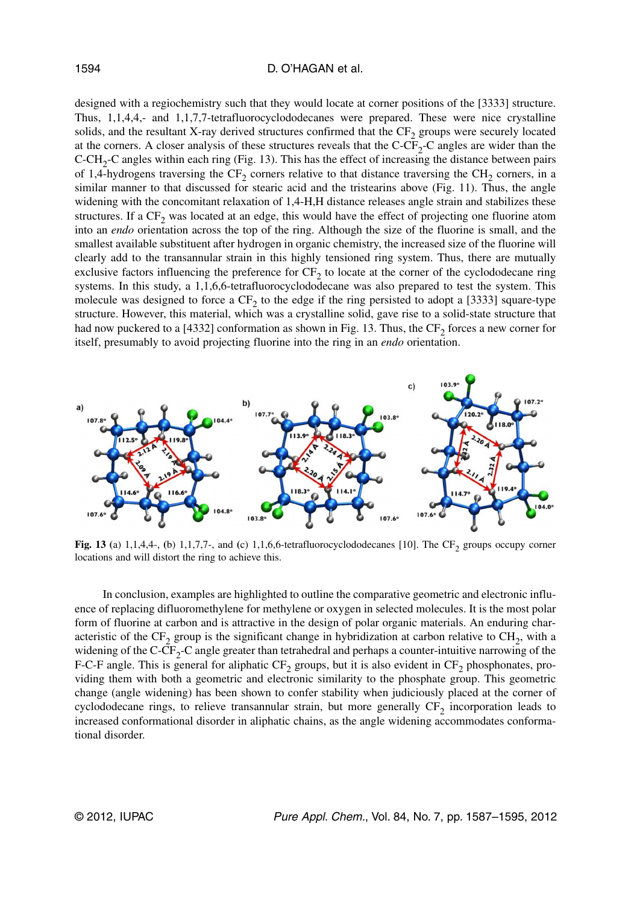designed with a regiochemistry such that they would locate at corner positions of the [3333] structure. Thus, 1,1,4,4,- and 1,1,7,7-tetrafluorocyclododecanes were prepared. These were nice crystalline solids, and the resultant X-ray derived structures confirmed that the $CF_2$ groups were securely located at the corners. A closer analysis of these structures reveals that the C-$CF_2$-C angles are wider than the C-$CH_2$-C angles within each ring (Fig. 13). This has the effect of increasing the distance between pairs of 1,4-hydrogens traversing the $CF_2$ corners relative to that distance traversing the $CH_2$ corners, in a similar manner to that discussed for stearic acid and the tristearins above (Fig. 11). Thus, the angle widening with the concomitant relaxation of 1,4-H,H distance releases angle strain and stabilizes these structures. If a $CF_2$ was located at an edge, this would have the effect of projecting one fluorine atom into an *endo* orientation across the top of the ring. Although the size of the fluorine is small, and the smallest available substituent after hydrogen in organic chemistry, the increased size of the fluorine will clearly add to the transannular strain in this highly tensioned ring system. Thus, there are mutually exclusive factors influencing the preference for $CF_2$ to locate at the corner of the cyclododecane ring systems. In this study, a 1,1,6,6-tetrafluorocyclododecane was also prepared to test the system. This molecule was designed to force a $CF_2$ to the edge if the ring persisted to adopt a [3333] square-type structure. However, this material, which was a crystalline solid, gave rise to a solid-state structure that had now puckered to a [4332] conformation as shown in Fig. 13. Thus, the $CF_2$ forces a new corner for itself, presumably to avoid projecting fluorine into the ring in an *endo* orientation.

**Fig. 13** (a) 1,1,4,4-, (b) 1,1,7,7-, and (c) 1,1,6,6-tetrafluorocyclododecanes [10]. The $CF_2$ groups occupy corner locations and will distort the ring to achieve this.

In conclusion, examples are highlighted to outline the comparative geometric and electronic influence of replacing difluoromethylene for methylene or oxygen in selected molecules. It is the most polar form of fluorine at carbon and is attractive in the design of polar organic materials. An enduring characteristic of the $CF_2$ group is the significant change in hybridization at carbon relative to $CH_2$, with a widening of the C-$CF_2$-C angle greater than tetrahedral and perhaps a counter-intuitive narrowing of the F-C-F angle. This is general for aliphatic $CF_2$ groups, but it is also evident in $CF_2$ phosphonates, providing them with both a geometric and electronic similarity to the phosphate group. This geometric change (angle widening) has been shown to confer stability when judiciously placed at the corner of cyclododecane rings, to relieve transannular strain, but more generally $CF_2$ incorporation leads to increased conformational disorder in aliphatic chains, as the angle widening accommodates conformational disorder.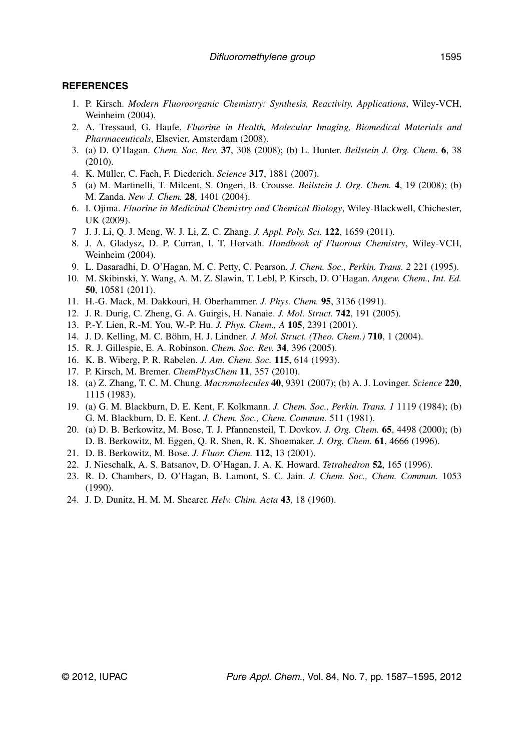## REFERENCES

1. P. Kirsch. *Modern Fluoroorganic Chemistry: Synthesis, Reactivity, Applications*, Wiley-VCH, Weinheim (2004).
2. A. Tressaud, G. Haufe. *Fluorine in Health, Molecular Imaging, Biomedical Materials and Pharmaceuticals*, Elsevier, Amsterdam (2008).
3. (a) D. O'Hagan. *Chem. Soc. Rev.* **37**, 308 (2008); (b) L. Hunter. *Beilstein J. Org. Chem*. **6**, 38 (2010).
4. K. Müller, C. Faeh, F. Diederich. *Science* **317**, 1881 (2007).
5. (a) M. Martinelli, T. Milcent, S. Ongeri, B. Crousse. *Beilstein J. Org. Chem.* **4**, 19 (2008); (b) M. Zanda. *New J. Chem.* **28**, 1401 (2004).
6. I. Ojima. *Fluorine in Medicinal Chemistry and Chemical Biology*, Wiley-Blackwell, Chichester, UK (2009).
7. J. J. Li, Q. J. Meng, W. J. Li, Z. C. Zhang. *J. Appl. Poly. Sci.* **122**, 1659 (2011).
8. J. A. Gladysz, D. P. Curran, I. T. Horvath. *Handbook of Fluorous Chemistry*, Wiley-VCH, Weinheim (2004).
9. L. Dasaradhi, D. O'Hagan, M. C. Petty, C. Pearson. *J. Chem. Soc., Perkin. Trans. 2* 221 (1995).
10. M. Skibinski, Y. Wang, A. M. Z. Slawin, T. Lebl, P. Kirsch, D. O'Hagan. *Angew. Chem., Int. Ed.* **50**, 10581 (2011).
11. H.-G. Mack, M. Dakkouri, H. Oberhammer. *J. Phys. Chem.* **95**, 3136 (1991).
12. J. R. Durig, C. Zheng, G. A. Guirgis, H. Nanaie. *J. Mol. Struct.* **742**, 191 (2005).
13. P.-Y. Lien, R.-M. You, W.-P. Hu. *J. Phys. Chem., A* **105**, 2391 (2001).
14. J. D. Kelling, M. C. Böhm, H. J. Lindner. *J. Mol. Struct. (Theo. Chem.)* **710**, 1 (2004).
15. R. J. Gillespie, E. A. Robinson. *Chem. Soc. Rev.* **34**, 396 (2005).
16. K. B. Wiberg, P. R. Rabelen. *J. Am. Chem. Soc.* **115**, 614 (1993).
17. P. Kirsch, M. Bremer. *ChemPhysChem* **11**, 357 (2010).
18. (a) Z. Zhang, T. C. M. Chung. *Macromolecules* **40**, 9391 (2007); (b) A. J. Lovinger. *Science* **220**, 1115 (1983).
19. (a) G. M. Blackburn, D. E. Kent, F. Kolkmann. *J. Chem. Soc., Perkin. Trans. 1* 1119 (1984); (b) G. M. Blackburn, D. E. Kent. *J. Chem. Soc., Chem. Commun*. 511 (1981).
20. (a) D. B. Berkowitz, M. Bose, T. J. Pfannensteil, T. Dovkov. *J. Org. Chem.* **65**, 4498 (2000); (b) D. B. Berkowitz, M. Eggen, Q. R. Shen, R. K. Shoemaker. *J. Org. Chem.* **61**, 4666 (1996).
21. D. B. Berkowitz, M. Bose. *J. Fluor. Chem.* **112**, 13 (2001).
22. J. Nieschalk, A. S. Batsanov, D. O'Hagan, J. A. K. Howard. *Tetrahedron* **52**, 165 (1996).
23. R. D. Chambers, D. O'Hagan, B. Lamont, S. C. Jain. *J. Chem. Soc., Chem. Commun.* 1053 (1990).
24. J. D. Dunitz, H. M. M. Shearer. *Helv. Chim. Acta* **43**, 18 (1960).